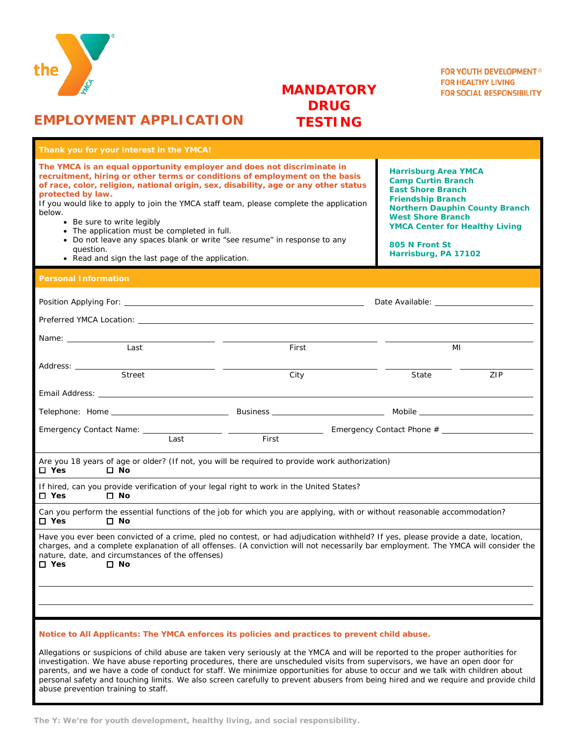the YMCA

FOR YOUTH DEVELOPMENT®
FOR HEALTHY LIVING
FOR SOCIAL RESPONSIBILITY

# EMPLOYMENT APPLICATION

# MANDATORY DRUG TESTING

## Thank you for your interest in the YMCA!

**The YMCA is an equal opportunity employer and does not discriminate in recruitment, hiring or other terms or conditions of employment on the basis of race, color, religion, national origin, sex, disability, age or any other status protected by law.**

If you would like to apply to join the YMCA staff team, please complete the application below.

- Be sure to write legibly
- The application must be completed in full.
- Do not leave any spaces blank or write "see resume" in response to any question.
- Read and sign the last page of the application.

**Harrisburg Area YMCA**
**Camp Curtin Branch**
**East Shore Branch**
**Friendship Branch**
**Northern Dauphin County Branch**
**West Shore Branch**
**YMCA Center for Healthy Living**

**805 N Front St**
**Harrisburg, PA 17102**

## Personal Information

Position Applying For: ______________________ Date Available: ______________

Preferred YMCA Location: ______________________

Name: ______________ Last ______________ First ______________ MI

Address: ______________ Street ______________ City ______________ State ______________ ZIP

Email Address: ______________________

Telephone: Home ______________ Business ______________ Mobile ______________

Emergency Contact Name: ______________ Last ______________ First Emergency Contact Phone # ______________

Are you 18 years of age or older? (If not, you will be required to provide work authorization)
☐ **Yes** ☐ **No**

If hired, can you provide verification of your legal right to work in the United States?
☐ **Yes** ☐ **No**

Can you perform the essential functions of the job for which you are applying, with or without reasonable accommodation?
☐ **Yes** ☐ **No**

Have you ever been convicted of a crime, pled no contest, or had adjudication withheld? If yes, please provide a date, location, charges, and a complete explanation of all offenses. (A conviction will not necessarily bar employment. The YMCA will consider the nature, date, and circumstances of the offenses)
☐ **Yes** ☐ **No**

______________________

______________________

**Notice to All Applicants: The YMCA enforces its policies and practices to prevent child abuse.**

Allegations or suspicions of child abuse are taken very seriously at the YMCA and will be reported to the proper authorities for investigation. We have abuse reporting procedures, there are unscheduled visits from supervisors, we have an open door for parents, and we have a code of conduct for staff. We minimize opportunities for abuse to occur and we talk with children about personal safety and touching limits. We also screen carefully to prevent abusers from being hired and we require and provide child abuse prevention training to staff.

**The Y: We're for youth development, healthy living, and social responsibility.**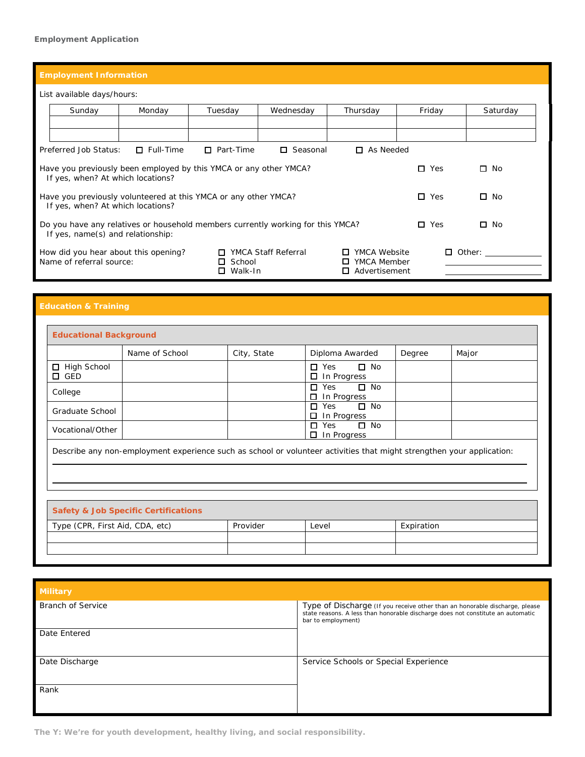Employment Application

## Employment Information

List available days/hours:

| Sunday | Monday | Tuesday | Wednesday | Thursday | Friday | Saturday |
|---|---|---|---|---|---|---|
| | | | | | | |
| | | | | | | |

Preferred Job Status: ☐ Full-Time ☐ Part-Time ☐ Seasonal ☐ As Needed

Have you previously been employed by this YMCA or any other YMCA? ☐ Yes ☐ No
If yes, when? At which locations?

Have you previously volunteered at this YMCA or any other YMCA? ☐ Yes ☐ No
If yes, when? At which locations?

Do you have any relatives or household members currently working for this YMCA? ☐ Yes ☐ No
If yes, name(s) and relationship:

How did you hear about this opening? ☐ YMCA Staff Referral ☐ School ☐ Walk-In ☐ YMCA Website ☐ YMCA Member ☐ Advertisement ☐ Other: ____________
Name of referral source:

## Education & Training

### Educational Background

| | Name of School | City, State | Diploma Awarded | Degree | Major |
|---|---|---|---|---|---|
| ☐ High School ☐ GED | | | ☐ Yes ☐ No ☐ In Progress | | |
| College | | | ☐ Yes ☐ No ☐ In Progress | | |
| Graduate School | | | ☐ Yes ☐ No ☐ In Progress | | |
| Vocational/Other | | | ☐ Yes ☐ No ☐ In Progress | | |

Describe any non-employment experience such as school or volunteer activities that might strengthen your application:

### Safety & Job Specific Certifications

| Type (CPR, First Aid, CDA, etc) | Provider | Level | Expiration |
|---|---|---|---|
| | | | |
| | | | |

## Military

| | |
|---|---|
| Branch of Service | Type of Discharge (If you receive other than an honorable discharge, please state reasons. A less than honorable discharge does not constitute an automatic bar to employment) |
| Date Entered | |
| Date Discharge | Service Schools or Special Experience |
| Rank | |

The Y: We're for youth development, healthy living, and social responsibility.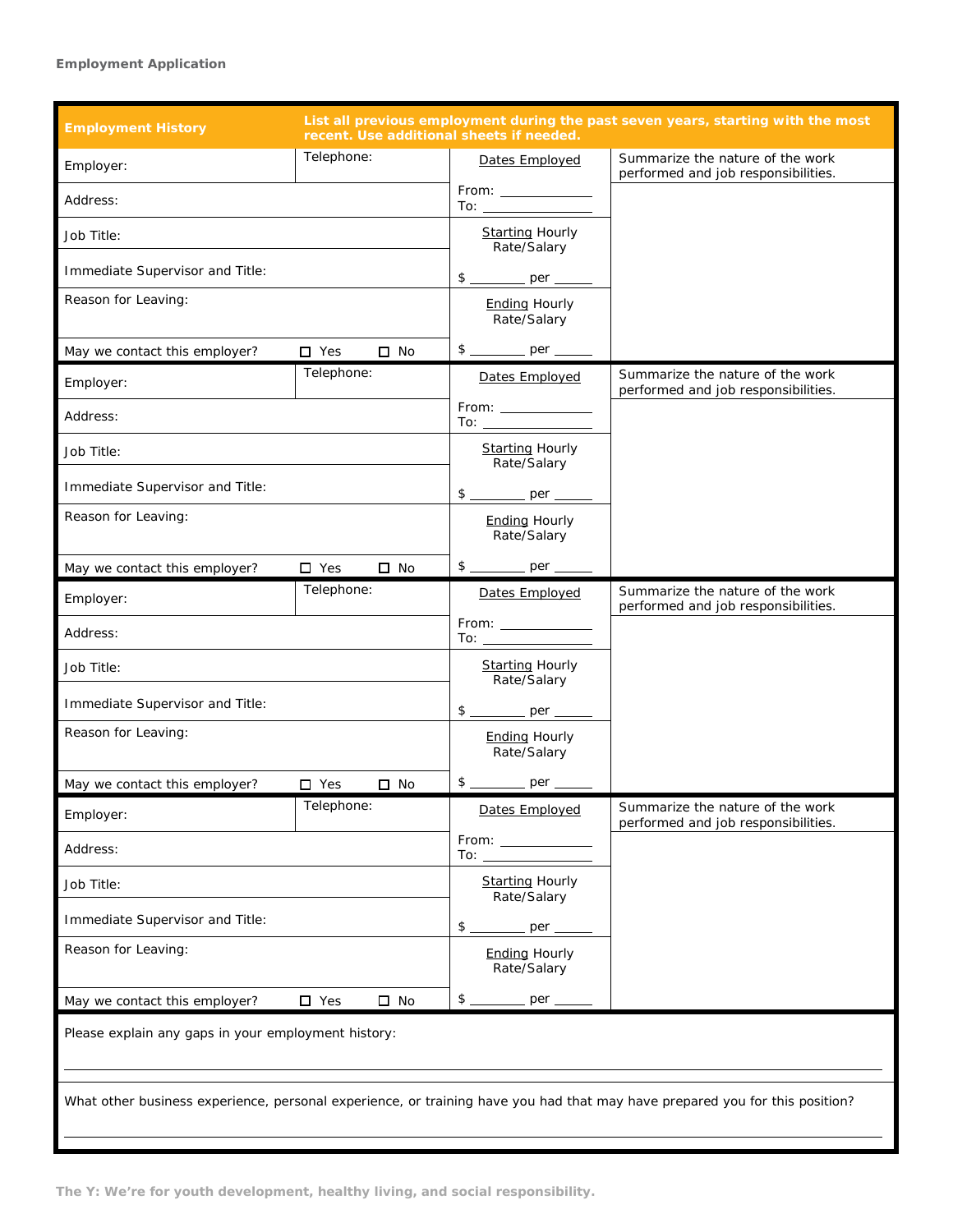**Employment Application**

| **Employment History** | **List all previous employment during the past seven years, starting with the most recent. Use additional sheets if needed.** | | |
|---|---|---|---|
| Employer: | Telephone: | Dates Employed | Summarize the nature of the work performed and job responsibilities. |
| Address: | | From: ___________ To: ___________ | |
| Job Title: | | Starting Hourly Rate/Salary | |
| Immediate Supervisor and Title: | | $ _______ per _____ | |
| Reason for Leaving: | | Ending Hourly Rate/Salary | |
| May we contact this employer? | ☐ Yes ☐ No | $ _______ per _____ | |
| Employer: | Telephone: | Dates Employed | Summarize the nature of the work performed and job responsibilities. |
| Address: | | From: ___________ To: ___________ | |
| Job Title: | | Starting Hourly Rate/Salary | |
| Immediate Supervisor and Title: | | $ _______ per _____ | |
| Reason for Leaving: | | Ending Hourly Rate/Salary | |
| May we contact this employer? | ☐ Yes ☐ No | $ _______ per _____ | |
| Employer: | Telephone: | Dates Employed | Summarize the nature of the work performed and job responsibilities. |
| Address: | | From: ___________ To: ___________ | |
| Job Title: | | Starting Hourly Rate/Salary | |
| Immediate Supervisor and Title: | | $ _______ per _____ | |
| Reason for Leaving: | | Ending Hourly Rate/Salary | |
| May we contact this employer? | ☐ Yes ☐ No | $ _______ per _____ | |
| Employer: | Telephone: | Dates Employed | Summarize the nature of the work performed and job responsibilities. |
| Address: | | From: ___________ To: ___________ | |
| Job Title: | | Starting Hourly Rate/Salary | |
| Immediate Supervisor and Title: | | $ _______ per _____ | |
| Reason for Leaving: | | Ending Hourly Rate/Salary | |
| May we contact this employer? | ☐ Yes ☐ No | $ _______ per _____ | |

Please explain any gaps in your employment history:

_______________________________________________________________________________

What other business experience, personal experience, or training have you had that may have prepared you for this position?

_______________________________________________________________________________

**The Y: We're for youth development, healthy living, and social responsibility.**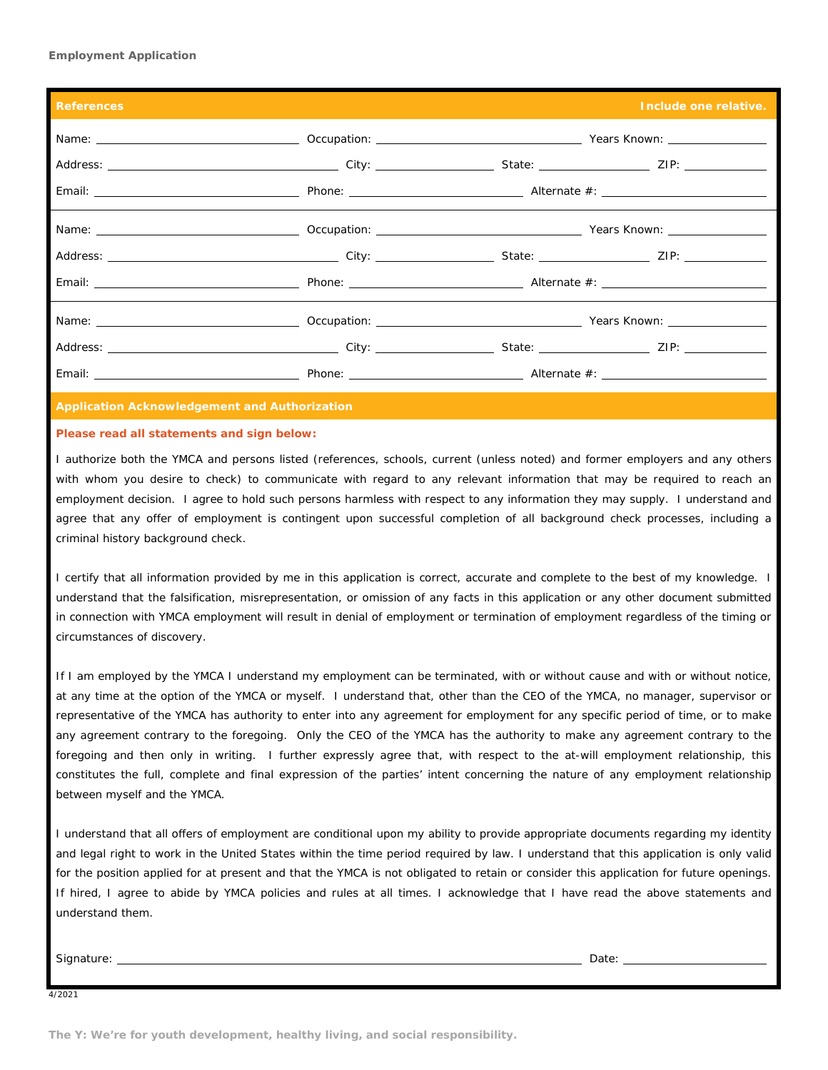## References

**Include one relative.**

Name: ______________________ Occupation: ______________________ Years Known: ____________

Address: ______________________ City: ______________ State: ______________ ZIP: __________

Email: ______________________ Phone: ______________________ Alternate #: ______________________

Name: ______________________ Occupation: ______________________ Years Known: ____________

Address: ______________________ City: ______________ State: ______________ ZIP: __________

Email: ______________________ Phone: ______________________ Alternate #: ______________________

Name: ______________________ Occupation: ______________________ Years Known: ____________

Address: ______________________ City: ______________ State: ______________ ZIP: __________

Email: ______________________ Phone: ______________________ Alternate #: ______________________

## Application Acknowledgement and Authorization

**Please read all statements and sign below:**

I authorize both the YMCA and persons listed (references, schools, current (unless noted) and former employers and any others with whom you desire to check) to communicate with regard to any relevant information that may be required to reach an employment decision. I agree to hold such persons harmless with respect to any information they may supply. I understand and agree that any offer of employment is contingent upon successful completion of all background check processes, including a criminal history background check.

I certify that all information provided by me in this application is correct, accurate and complete to the best of my knowledge. I understand that the falsification, misrepresentation, or omission of any facts in this application or any other document submitted in connection with YMCA employment will result in denial of employment or termination of employment regardless of the timing or circumstances of discovery.

If I am employed by the YMCA I understand my employment can be terminated, with or without cause and with or without notice, at any time at the option of the YMCA or myself. I understand that, other than the CEO of the YMCA, no manager, supervisor or representative of the YMCA has authority to enter into any agreement for employment for any specific period of time, or to make any agreement contrary to the foregoing. Only the CEO of the YMCA has the authority to make any agreement contrary to the foregoing and then only in writing. I further expressly agree that, with respect to the at-will employment relationship, this constitutes the full, complete and final expression of the parties' intent concerning the nature of any employment relationship between myself and the YMCA.

I understand that all offers of employment are conditional upon my ability to provide appropriate documents regarding my identity and legal right to work in the United States within the time period required by law. I understand that this application is only valid for the position applied for at present and that the YMCA is not obligated to retain or consider this application for future openings. If hired, I agree to abide by YMCA policies and rules at all times. I acknowledge that I have read the above statements and understand them.

Signature: ____________________________________________ Date: ______________

4/2021